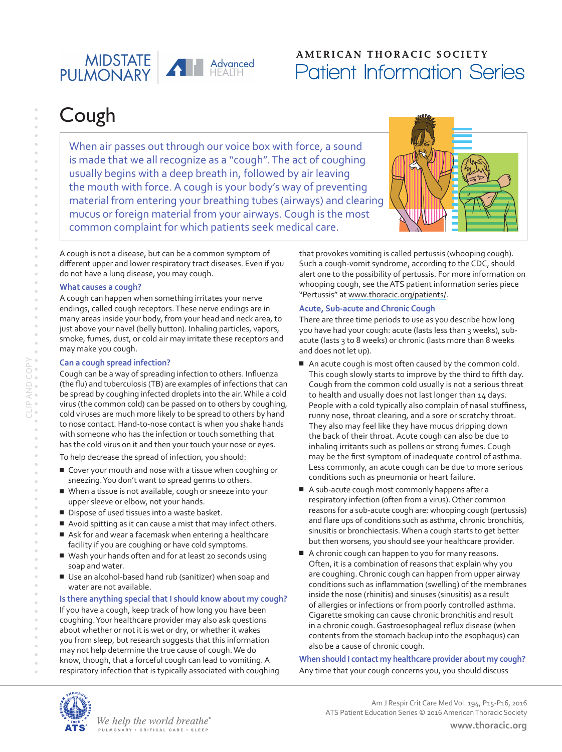MIDSTATE PULMONARY | Advanced HEALTH

AMERICAN THORACIC SOCIETY
Patient Information Series

# Cough

When air passes out through our voice box with force, a sound is made that we all recognize as a "cough". The act of coughing usually begins with a deep breath in, followed by air leaving the mouth with force. A cough is your body's way of preventing material from entering your breathing tubes (airways) and clearing mucus or foreign material from your airways. Cough is the most common complaint for which patients seek medical care.

A cough is not a disease, but can be a common symptom of different upper and lower respiratory tract diseases. Even if you do not have a lung disease, you may cough.

### What causes a cough?

A cough can happen when something irritates your nerve endings, called cough receptors. These nerve endings are in many areas inside your body, from your head and neck area, to just above your navel (belly button). Inhaling particles, vapors, smoke, fumes, dust, or cold air may irritate these receptors and may make you cough.

### Can a cough spread infection?

Cough can be a way of spreading infection to others. Influenza (the flu) and tuberculosis (TB) are examples of infections that can be spread by coughing infected droplets into the air. While a cold virus (the common cold) can be passed on to others by coughing, cold viruses are much more likely to be spread to others by hand to nose contact. Hand-to-nose contact is when you shake hands with someone who has the infection or touch something that has the cold virus on it and then your touch your nose or eyes.

To help decrease the spread of infection, you should:

- Cover your mouth and nose with a tissue when coughing or sneezing. You don't want to spread germs to others.
- When a tissue is not available, cough or sneeze into your upper sleeve or elbow, not your hands.
- Dispose of used tissues into a waste basket.
- Avoid spitting as it can cause a mist that may infect others.
- Ask for and wear a facemask when entering a healthcare facility if you are coughing or have cold symptoms.
- Wash your hands often and for at least 20 seconds using soap and water.
- Use an alcohol-based hand rub (sanitizer) when soap and water are not available.

### Is there anything special that I should know about my cough?

If you have a cough, keep track of how long you have been coughing. Your healthcare provider may also ask questions about whether or not it is wet or dry, or whether it wakes you from sleep, but research suggests that this information may not help determine the true cause of cough. We do know, though, that a forceful cough can lead to vomiting. A respiratory infection that is typically associated with coughing that provokes vomiting is called pertussis (whooping cough). Such a cough-vomit syndrome, according to the CDC, should alert one to the possibility of pertussis. For more information on whooping cough, see the ATS patient information series piece "Pertussis" at www.thoracic.org/patients/.

### Acute, Sub-acute and Chronic Cough

There are three time periods to use as you describe how long you have had your cough: acute (lasts less than 3 weeks), sub-acute (lasts 3 to 8 weeks) or chronic (lasts more than 8 weeks and does not let up).

- An acute cough is most often caused by the common cold. This cough slowly starts to improve by the third to fifth day. Cough from the common cold usually is not a serious threat to health and usually does not last longer than 14 days. People with a cold typically also complain of nasal stuffiness, runny nose, throat clearing, and a sore or scratchy throat. They also may feel like they have mucus dripping down the back of their throat. Acute cough can also be due to inhaling irritants such as pollens or strong fumes. Cough may be the first symptom of inadequate control of asthma. Less commonly, an acute cough can be due to more serious conditions such as pneumonia or heart failure.
- A sub-acute cough most commonly happens after a respiratory infection (often from a virus). Other common reasons for a sub-acute cough are: whooping cough (pertussis) and flare ups of conditions such as asthma, chronic bronchitis, sinusitis or bronchiectasis. When a cough starts to get better but then worsens, you should see your healthcare provider.
- A chronic cough can happen to you for many reasons. Often, it is a combination of reasons that explain why you are coughing. Chronic cough can happen from upper airway conditions such as inflammation (swelling) of the membranes inside the nose (rhinitis) and sinuses (sinusitis) as a result of allergies or infections or from poorly controlled asthma. Cigarette smoking can cause chronic bronchitis and result in a chronic cough. Gastroesophageal reflux disease (when contents from the stomach backup into the esophagus) can also be a cause of chronic cough.

### When should I contact my healthcare provider about my cough?

Any time that your cough concerns you, you should discuss

Am J Respir Crit Care Med Vol. 194, P15-P16, 2016
ATS Patient Education Series © 2016 American Thoracic Society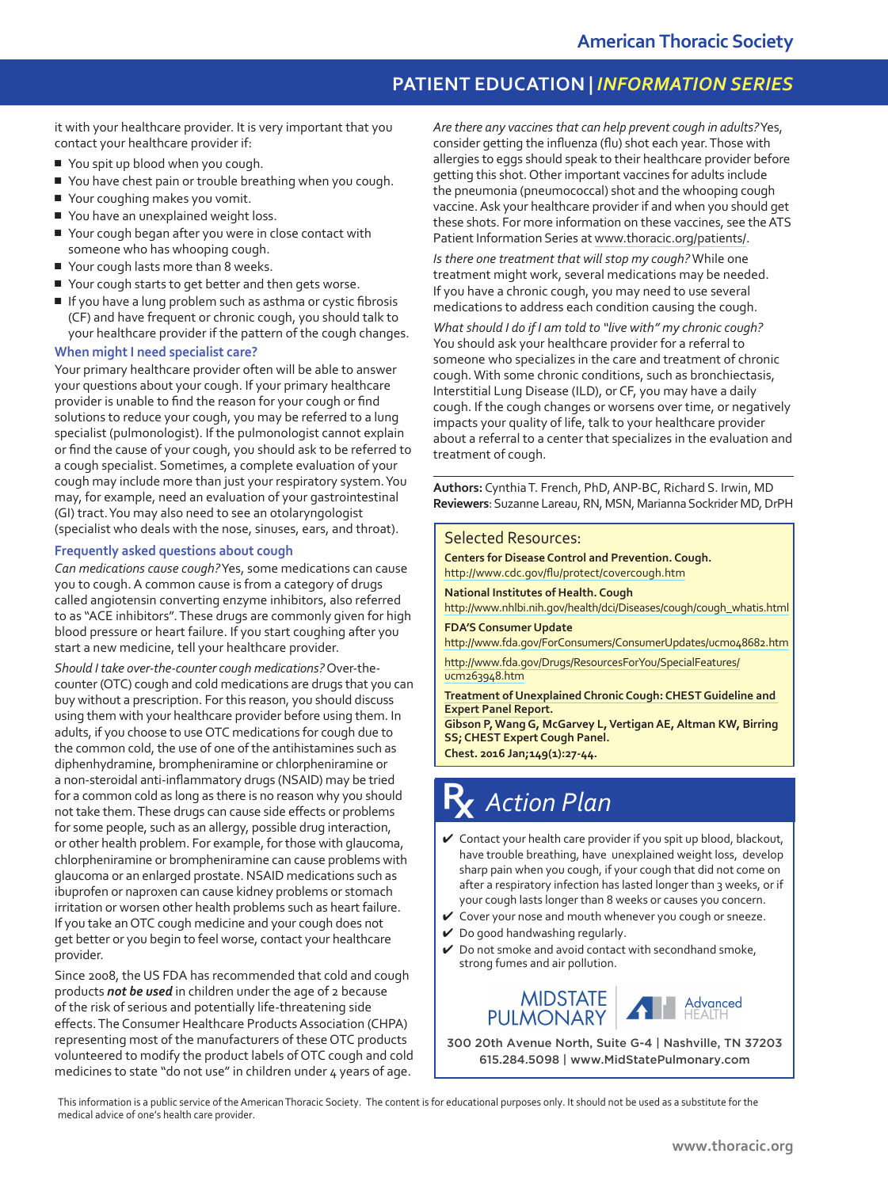it with your healthcare provider. It is very important that you contact your healthcare provider if:

- You spit up blood when you cough.
- You have chest pain or trouble breathing when you cough.
- Your coughing makes you vomit.
- You have an unexplained weight loss.
- Your cough began after you were in close contact with someone who has whooping cough.
- Your cough lasts more than 8 weeks.
- Your cough starts to get better and then gets worse.
- If you have a lung problem such as asthma or cystic fibrosis (CF) and have frequent or chronic cough, you should talk to your healthcare provider if the pattern of the cough changes.

### When might I need specialist care?

Your primary healthcare provider often will be able to answer your questions about your cough. If your primary healthcare provider is unable to find the reason for your cough or find solutions to reduce your cough, you may be referred to a lung specialist (pulmonologist). If the pulmonologist cannot explain or find the cause of your cough, you should ask to be referred to a cough specialist. Sometimes, a complete evaluation of your cough may include more than just your respiratory system. You may, for example, need an evaluation of your gastrointestinal (GI) tract. You may also need to see an otolaryngologist (specialist who deals with the nose, sinuses, ears, and throat).

### Frequently asked questions about cough

*Can medications cause cough?* Yes, some medications can cause you to cough. A common cause is from a category of drugs called angiotensin converting enzyme inhibitors, also referred to as "ACE inhibitors". These drugs are commonly given for high blood pressure or heart failure. If you start coughing after you start a new medicine, tell your healthcare provider.

*Should I take over-the-counter cough medications?* Over-the-counter (OTC) cough and cold medications are drugs that you can buy without a prescription. For this reason, you should discuss using them with your healthcare provider before using them. In adults, if you choose to use OTC medications for cough due to the common cold, the use of one of the antihistamines such as diphenhydramine, brompheniramine or chlorpheniramine or a non-steroidal anti-inflammatory drugs (NSAID) may be tried for a common cold as long as there is no reason why you should not take them. These drugs can cause side effects or problems for some people, such as an allergy, possible drug interaction, or other health problem. For example, for those with glaucoma, chlorpheniramine or brompheniramine can cause problems with glaucoma or an enlarged prostate. NSAID medications such as ibuprofen or naproxen can cause kidney problems or stomach irritation or worsen other health problems such as heart failure. If you take an OTC cough medicine and your cough does not get better or you begin to feel worse, contact your healthcare provider.

Since 2008, the US FDA has recommended that cold and cough products ***not be used*** in children under the age of 2 because of the risk of serious and potentially life-threatening side effects. The Consumer Healthcare Products Association (CHPA) representing most of the manufacturers of these OTC products volunteered to modify the product labels of OTC cough and cold medicines to state "do not use" in children under 4 years of age.

*Are there any vaccines that can help prevent cough in adults?* Yes, consider getting the influenza (flu) shot each year. Those with allergies to eggs should speak to their healthcare provider before getting this shot. Other important vaccines for adults include the pneumonia (pneumococcal) shot and the whooping cough vaccine. Ask your healthcare provider if and when you should get these shots. For more information on these vaccines, see the ATS Patient Information Series at www.thoracic.org/patients/.

*Is there one treatment that will stop my cough?* While one treatment might work, several medications may be needed. If you have a chronic cough, you may need to use several medications to address each condition causing the cough.

*What should I do if I am told to "live with" my chronic cough?* You should ask your healthcare provider for a referral to someone who specializes in the care and treatment of chronic cough. With some chronic conditions, such as bronchiectasis, Interstitial Lung Disease (ILD), or CF, you may have a daily cough. If the cough changes or worsens over time, or negatively impacts your quality of life, talk to your healthcare provider about a referral to a center that specializes in the evaluation and treatment of cough.

**Authors:** Cynthia T. French, PhD, ANP-BC, Richard S. Irwin, MD
**Reviewers**: Suzanne Lareau, RN, MSN, Marianna Sockrider MD, DrPH

## Selected Resources:

**Centers for Disease Control and Prevention. Cough.**
http://www.cdc.gov/flu/protect/covercough.htm

**National Institutes of Health. Cough**
http://www.nhlbi.nih.gov/health/dci/Diseases/cough/cough_whatis.html

**FDA'S Consumer Update**
http://www.fda.gov/ForConsumers/ConsumerUpdates/ucm048682.htm

http://www.fda.gov/Drugs/ResourcesForYou/SpecialFeatures/ucm263948.htm

**Treatment of Unexplained Chronic Cough: CHEST Guideline and Expert Panel Report.**
**Gibson P, Wang G, McGarvey L, Vertigan AE, Altman KW, Birring SS; CHEST Expert Cough Panel.**
**Chest. 2016 Jan;149(1):27-44.**

## Rx Action Plan

- ✔ Contact your health care provider if you spit up blood, blackout, have trouble breathing, have unexplained weight loss, develop sharp pain when you cough, if your cough that did not come on after a respiratory infection has lasted longer than 3 weeks, or if your cough lasts longer than 8 weeks or causes you concern.
- ✔ Cover your nose and mouth whenever you cough or sneeze.
- ✔ Do good handwashing regularly.
- ✔ Do not smoke and avoid contact with secondhand smoke, strong fumes and air pollution.

MIDSTATE PULMONARY | Advanced HEALTH

300 20th Avenue North, Suite G-4 | Nashville, TN 37203
615.284.5098 | www.MidStatePulmonary.com

This information is a public service of the American Thoracic Society. The content is for educational purposes only. It should not be used as a substitute for the medical advice of one's health care provider.